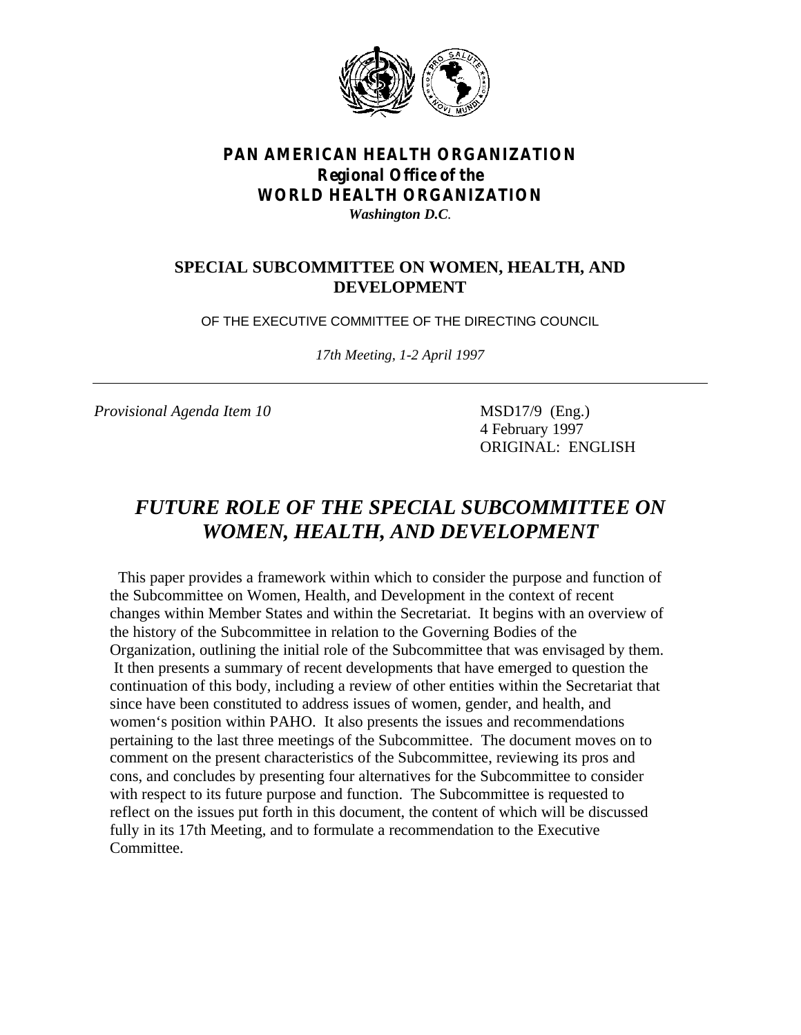**PAN AMERICAN HEALTH ORGANIZATION**
**Regional Office of the**
**WORLD HEALTH ORGANIZATION**
*Washington D.C.*

## SPECIAL SUBCOMMITTEE ON WOMEN, HEALTH, AND DEVELOPMENT

OF THE EXECUTIVE COMMITTEE OF THE DIRECTING COUNCIL

*17th Meeting, 1-2 April 1997*

---

*Provisional Agenda Item 10*

MSD17/9 (Eng.)
4 February 1997
ORIGINAL: ENGLISH

# *FUTURE ROLE OF THE SPECIAL SUBCOMMITTEE ON WOMEN, HEALTH, AND DEVELOPMENT*

This paper provides a framework within which to consider the purpose and function of the Subcommittee on Women, Health, and Development in the context of recent changes within Member States and within the Secretariat. It begins with an overview of the history of the Subcommittee in relation to the Governing Bodies of the Organization, outlining the initial role of the Subcommittee that was envisaged by them. It then presents a summary of recent developments that have emerged to question the continuation of this body, including a review of other entities within the Secretariat that since have been constituted to address issues of women, gender, and health, and women's position within PAHO. It also presents the issues and recommendations pertaining to the last three meetings of the Subcommittee. The document moves on to comment on the present characteristics of the Subcommittee, reviewing its pros and cons, and concludes by presenting four alternatives for the Subcommittee to consider with respect to its future purpose and function. The Subcommittee is requested to reflect on the issues put forth in this document, the content of which will be discussed fully in its 17th Meeting, and to formulate a recommendation to the Executive Committee.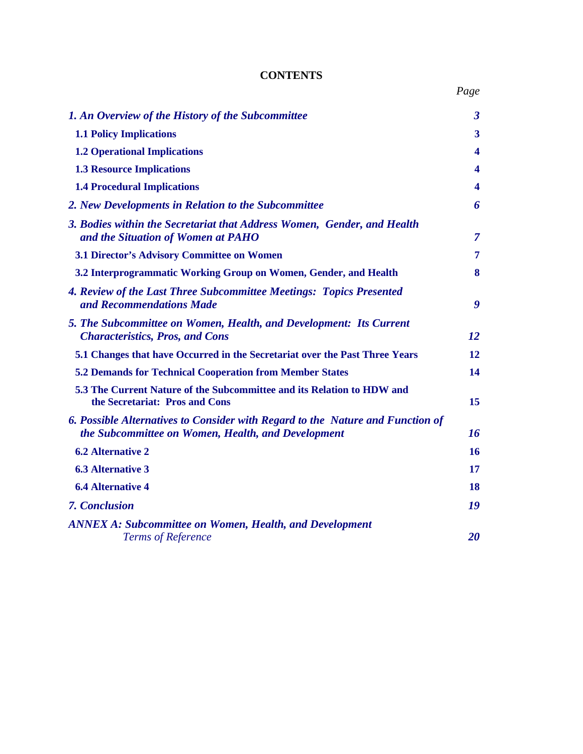# CONTENTS

| | Page |
|---|---|
| ***1. An Overview of the History of the Subcommittee*** | ***3*** |
| **1.1 Policy Implications** | **3** |
| **1.2 Operational Implications** | **4** |
| **1.3 Resource Implications** | **4** |
| **1.4 Procedural Implications** | **4** |
| ***2. New Developments in Relation to the Subcommittee*** | ***6*** |
| ***3. Bodies within the Secretariat that Address Women, Gender, and Health and the Situation of Women at PAHO*** | ***7*** |
| **3.1 Director's Advisory Committee on Women** | **7** |
| **3.2 Interprogrammatic Working Group on Women, Gender, and Health** | **8** |
| ***4. Review of the Last Three Subcommittee Meetings: Topics Presented and Recommendations Made*** | ***9*** |
| ***5. The Subcommittee on Women, Health, and Development: Its Current Characteristics, Pros, and Cons*** | ***12*** |
| **5.1 Changes that have Occurred in the Secretariat over the Past Three Years** | **12** |
| **5.2 Demands for Technical Cooperation from Member States** | **14** |
| **5.3 The Current Nature of the Subcommittee and its Relation to HDW and the Secretariat: Pros and Cons** | **15** |
| ***6. Possible Alternatives to Consider with Regard to the Nature and Function of the Subcommittee on Women, Health, and Development*** | ***16*** |
| **6.2 Alternative 2** | **16** |
| **6.3 Alternative 3** | **17** |
| **6.4 Alternative 4** | **18** |
| ***7. Conclusion*** | ***19*** |
| ***ANNEX A: Subcommittee on Women, Health, and Development*** *Terms of Reference* | ***20*** |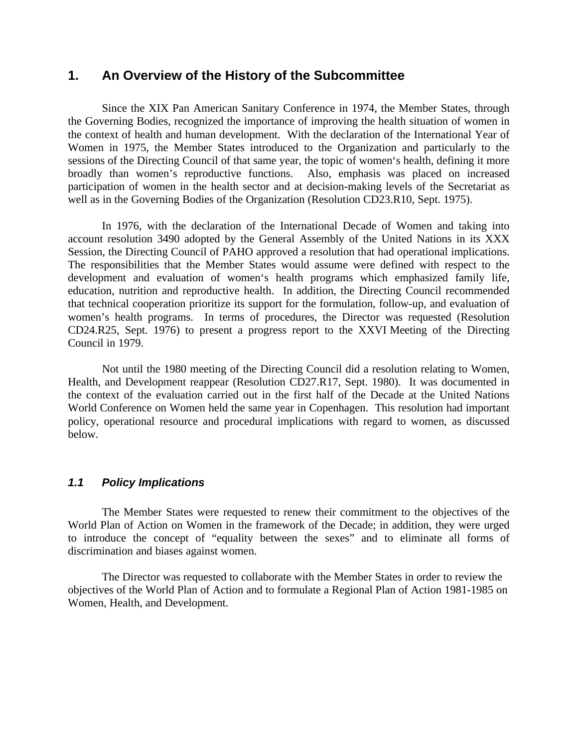## 1. An Overview of the History of the Subcommittee

Since the XIX Pan American Sanitary Conference in 1974, the Member States, through the Governing Bodies, recognized the importance of improving the health situation of women in the context of health and human development. With the declaration of the International Year of Women in 1975, the Member States introduced to the Organization and particularly to the sessions of the Directing Council of that same year, the topic of women's health, defining it more broadly than women's reproductive functions. Also, emphasis was placed on increased participation of women in the health sector and at decision-making levels of the Secretariat as well as in the Governing Bodies of the Organization (Resolution CD23.R10, Sept. 1975).

In 1976, with the declaration of the International Decade of Women and taking into account resolution 3490 adopted by the General Assembly of the United Nations in its XXX Session, the Directing Council of PAHO approved a resolution that had operational implications. The responsibilities that the Member States would assume were defined with respect to the development and evaluation of women's health programs which emphasized family life, education, nutrition and reproductive health. In addition, the Directing Council recommended that technical cooperation prioritize its support for the formulation, follow-up, and evaluation of women's health programs. In terms of procedures, the Director was requested (Resolution CD24.R25, Sept. 1976) to present a progress report to the XXVI Meeting of the Directing Council in 1979.

Not until the 1980 meeting of the Directing Council did a resolution relating to Women, Health, and Development reappear (Resolution CD27.R17, Sept. 1980). It was documented in the context of the evaluation carried out in the first half of the Decade at the United Nations World Conference on Women held the same year in Copenhagen. This resolution had important policy, operational resource and procedural implications with regard to women, as discussed below.

### *1.1 Policy Implications*

The Member States were requested to renew their commitment to the objectives of the World Plan of Action on Women in the framework of the Decade; in addition, they were urged to introduce the concept of "equality between the sexes" and to eliminate all forms of discrimination and biases against women.

The Director was requested to collaborate with the Member States in order to review the objectives of the World Plan of Action and to formulate a Regional Plan of Action 1981-1985 on Women, Health, and Development.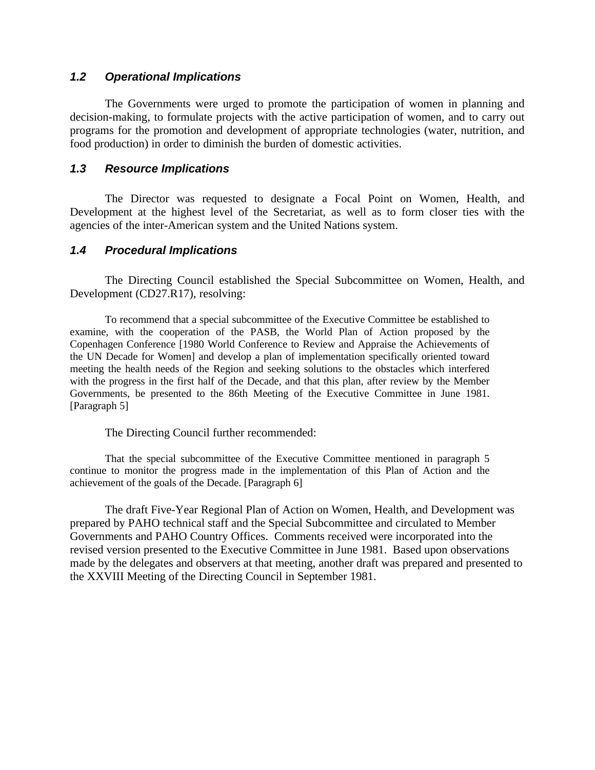### *1.2 Operational Implications*

The Governments were urged to promote the participation of women in planning and decision-making, to formulate projects with the active participation of women, and to carry out programs for the promotion and development of appropriate technologies (water, nutrition, and food production) in order to diminish the burden of domestic activities.

### *1.3 Resource Implications*

The Director was requested to designate a Focal Point on Women, Health, and Development at the highest level of the Secretariat, as well as to form closer ties with the agencies of the inter-American system and the United Nations system.

### *1.4 Procedural Implications*

The Directing Council established the Special Subcommittee on Women, Health, and Development (CD27.R17), resolving:

> To recommend that a special subcommittee of the Executive Committee be established to examine, with the cooperation of the PASB, the World Plan of Action proposed by the Copenhagen Conference [1980 World Conference to Review and Appraise the Achievements of the UN Decade for Women] and develop a plan of implementation specifically oriented toward meeting the health needs of the Region and seeking solutions to the obstacles which interfered with the progress in the first half of the Decade, and that this plan, after review by the Member Governments, be presented to the 86th Meeting of the Executive Committee in June 1981. [Paragraph 5]

The Directing Council further recommended:

> That the special subcommittee of the Executive Committee mentioned in paragraph 5 continue to monitor the progress made in the implementation of this Plan of Action and the achievement of the goals of the Decade. [Paragraph 6]

The draft Five-Year Regional Plan of Action on Women, Health, and Development was prepared by PAHO technical staff and the Special Subcommittee and circulated to Member Governments and PAHO Country Offices. Comments received were incorporated into the revised version presented to the Executive Committee in June 1981. Based upon observations made by the delegates and observers at that meeting, another draft was prepared and presented to the XXVIII Meeting of the Directing Council in September 1981.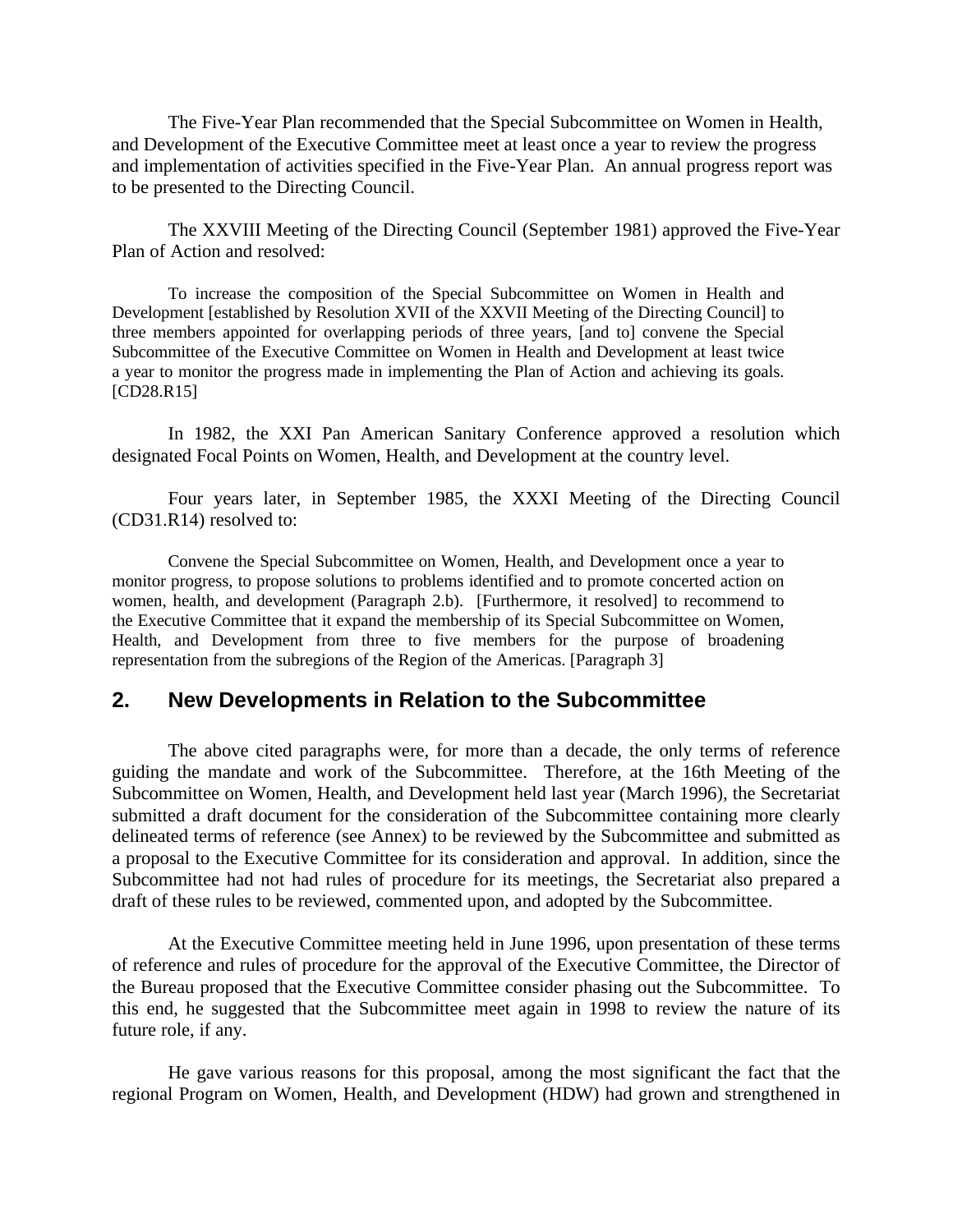The Five-Year Plan recommended that the Special Subcommittee on Women in Health, and Development of the Executive Committee meet at least once a year to review the progress and implementation of activities specified in the Five-Year Plan. An annual progress report was to be presented to the Directing Council.

The XXVIII Meeting of the Directing Council (September 1981) approved the Five-Year Plan of Action and resolved:

> To increase the composition of the Special Subcommittee on Women in Health and Development [established by Resolution XVII of the XXVII Meeting of the Directing Council] to three members appointed for overlapping periods of three years, [and to] convene the Special Subcommittee of the Executive Committee on Women in Health and Development at least twice a year to monitor the progress made in implementing the Plan of Action and achieving its goals. [CD28.R15]

In 1982, the XXI Pan American Sanitary Conference approved a resolution which designated Focal Points on Women, Health, and Development at the country level.

Four years later, in September 1985, the XXXI Meeting of the Directing Council (CD31.R14) resolved to:

> Convene the Special Subcommittee on Women, Health, and Development once a year to monitor progress, to propose solutions to problems identified and to promote concerted action on women, health, and development (Paragraph 2.b). [Furthermore, it resolved] to recommend to the Executive Committee that it expand the membership of its Special Subcommittee on Women, Health, and Development from three to five members for the purpose of broadening representation from the subregions of the Region of the Americas. [Paragraph 3]

## 2. New Developments in Relation to the Subcommittee

The above cited paragraphs were, for more than a decade, the only terms of reference guiding the mandate and work of the Subcommittee. Therefore, at the 16th Meeting of the Subcommittee on Women, Health, and Development held last year (March 1996), the Secretariat submitted a draft document for the consideration of the Subcommittee containing more clearly delineated terms of reference (see Annex) to be reviewed by the Subcommittee and submitted as a proposal to the Executive Committee for its consideration and approval. In addition, since the Subcommittee had not had rules of procedure for its meetings, the Secretariat also prepared a draft of these rules to be reviewed, commented upon, and adopted by the Subcommittee.

At the Executive Committee meeting held in June 1996, upon presentation of these terms of reference and rules of procedure for the approval of the Executive Committee, the Director of the Bureau proposed that the Executive Committee consider phasing out the Subcommittee. To this end, he suggested that the Subcommittee meet again in 1998 to review the nature of its future role, if any.

He gave various reasons for this proposal, among the most significant the fact that the regional Program on Women, Health, and Development (HDW) had grown and strengthened in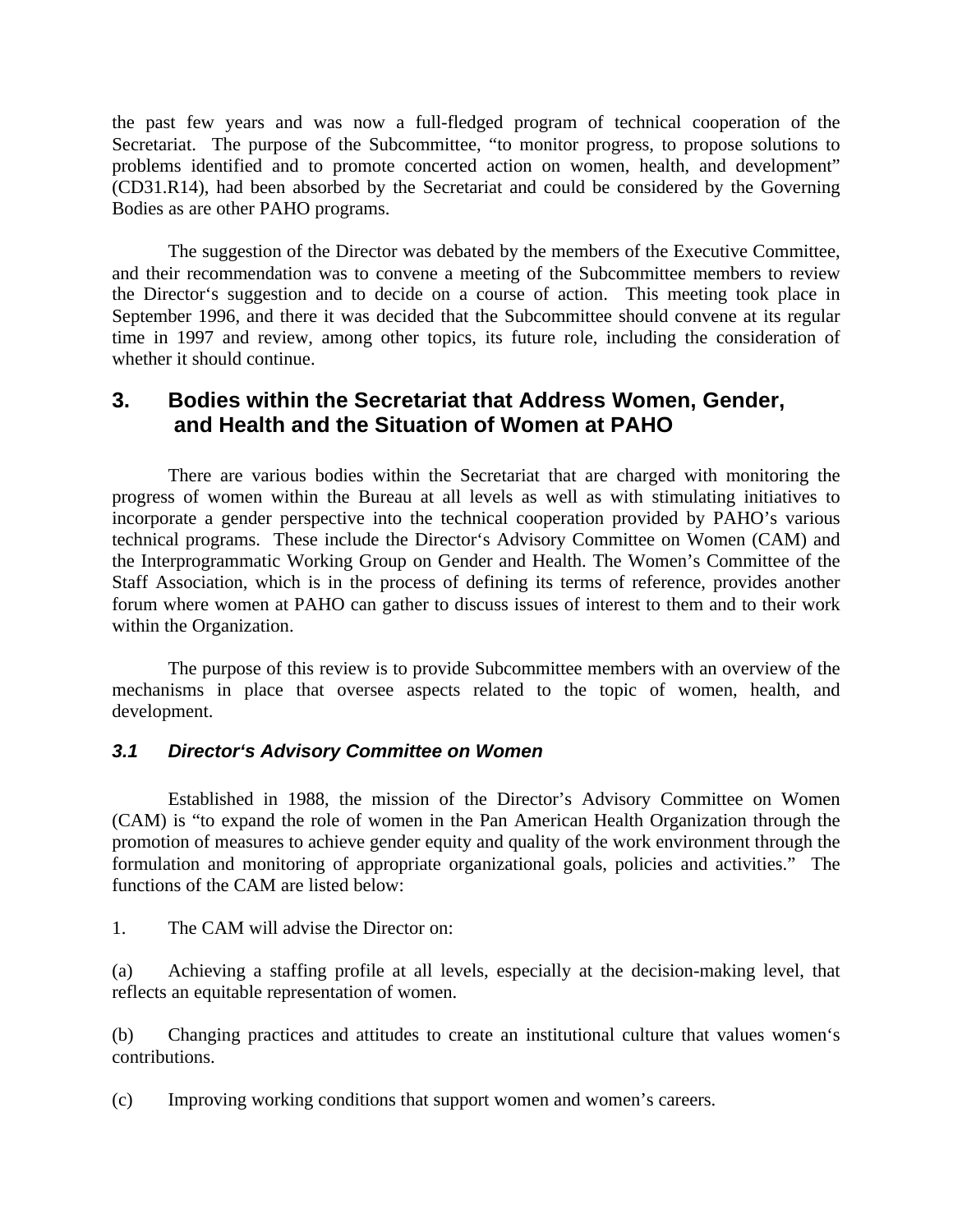the past few years and was now a full-fledged program of technical cooperation of the Secretariat. The purpose of the Subcommittee, "to monitor progress, to propose solutions to problems identified and to promote concerted action on women, health, and development" (CD31.R14), had been absorbed by the Secretariat and could be considered by the Governing Bodies as are other PAHO programs.

The suggestion of the Director was debated by the members of the Executive Committee, and their recommendation was to convene a meeting of the Subcommittee members to review the Director's suggestion and to decide on a course of action. This meeting took place in September 1996, and there it was decided that the Subcommittee should convene at its regular time in 1997 and review, among other topics, its future role, including the consideration of whether it should continue.

## 3. Bodies within the Secretariat that Address Women, Gender, and Health and the Situation of Women at PAHO

There are various bodies within the Secretariat that are charged with monitoring the progress of women within the Bureau at all levels as well as with stimulating initiatives to incorporate a gender perspective into the technical cooperation provided by PAHO's various technical programs. These include the Director's Advisory Committee on Women (CAM) and the Interprogrammatic Working Group on Gender and Health. The Women's Committee of the Staff Association, which is in the process of defining its terms of reference, provides another forum where women at PAHO can gather to discuss issues of interest to them and to their work within the Organization.

The purpose of this review is to provide Subcommittee members with an overview of the mechanisms in place that oversee aspects related to the topic of women, health, and development.

### *3.1 Director's Advisory Committee on Women*

Established in 1988, the mission of the Director's Advisory Committee on Women (CAM) is "to expand the role of women in the Pan American Health Organization through the promotion of measures to achieve gender equity and quality of the work environment through the formulation and monitoring of appropriate organizational goals, policies and activities." The functions of the CAM are listed below:

1. The CAM will advise the Director on:

(a) Achieving a staffing profile at all levels, especially at the decision-making level, that reflects an equitable representation of women.

(b) Changing practices and attitudes to create an institutional culture that values women's contributions.

(c) Improving working conditions that support women and women's careers.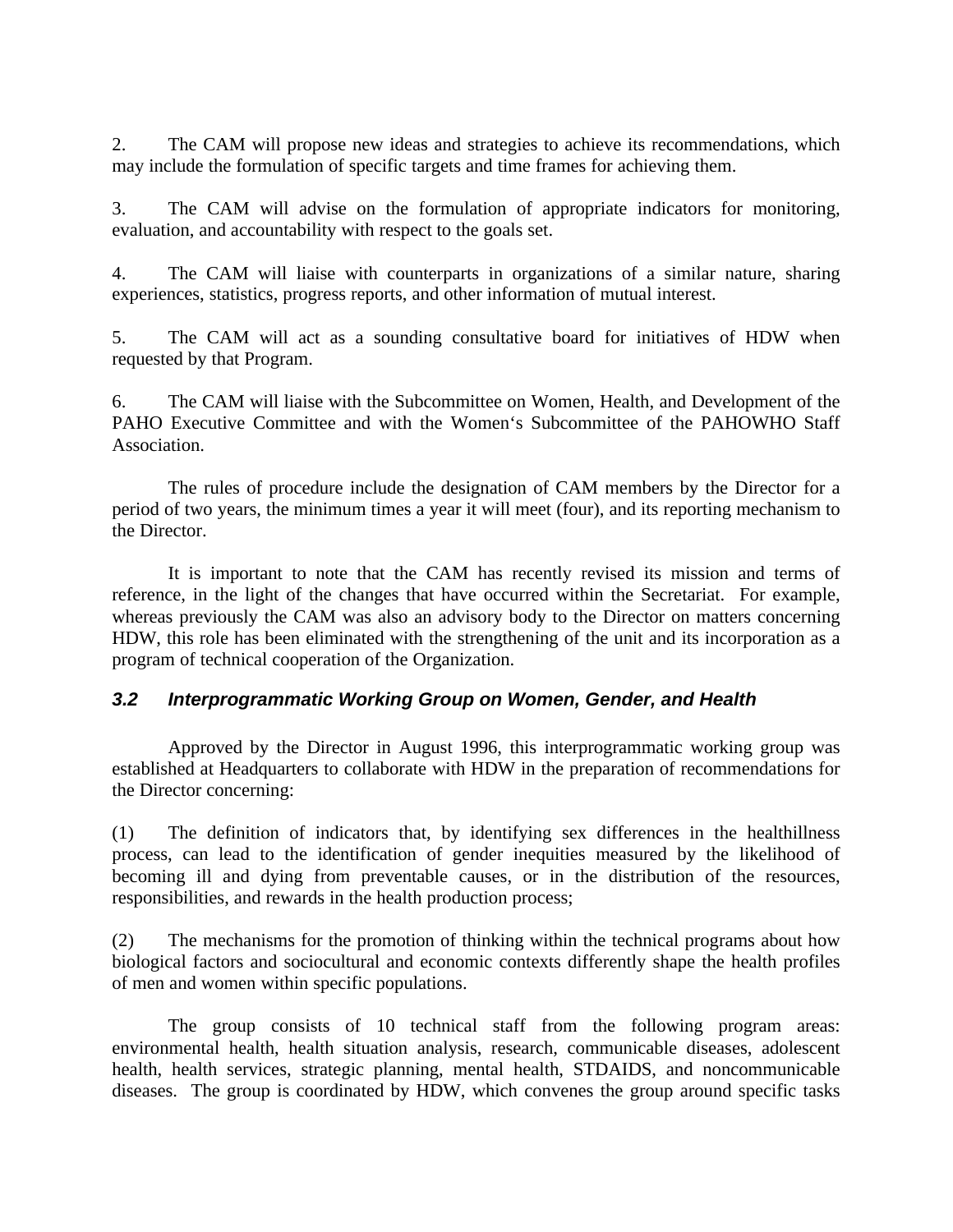2. The CAM will propose new ideas and strategies to achieve its recommendations, which may include the formulation of specific targets and time frames for achieving them.

3. The CAM will advise on the formulation of appropriate indicators for monitoring, evaluation, and accountability with respect to the goals set.

4. The CAM will liaise with counterparts in organizations of a similar nature, sharing experiences, statistics, progress reports, and other information of mutual interest.

5. The CAM will act as a sounding consultative board for initiatives of HDW when requested by that Program.

6. The CAM will liaise with the Subcommittee on Women, Health, and Development of the PAHO Executive Committee and with the Women's Subcommittee of the PAHOWHO Staff Association.

The rules of procedure include the designation of CAM members by the Director for a period of two years, the minimum times a year it will meet (four), and its reporting mechanism to the Director.

It is important to note that the CAM has recently revised its mission and terms of reference, in the light of the changes that have occurred within the Secretariat. For example, whereas previously the CAM was also an advisory body to the Director on matters concerning HDW, this role has been eliminated with the strengthening of the unit and its incorporation as a program of technical cooperation of the Organization.

### *3.2 Interprogrammatic Working Group on Women, Gender, and Health*

Approved by the Director in August 1996, this interprogrammatic working group was established at Headquarters to collaborate with HDW in the preparation of recommendations for the Director concerning:

(1) The definition of indicators that, by identifying sex differences in the healthillness process, can lead to the identification of gender inequities measured by the likelihood of becoming ill and dying from preventable causes, or in the distribution of the resources, responsibilities, and rewards in the health production process;

(2) The mechanisms for the promotion of thinking within the technical programs about how biological factors and sociocultural and economic contexts differently shape the health profiles of men and women within specific populations.

The group consists of 10 technical staff from the following program areas: environmental health, health situation analysis, research, communicable diseases, adolescent health, health services, strategic planning, mental health, STDAIDS, and noncommunicable diseases. The group is coordinated by HDW, which convenes the group around specific tasks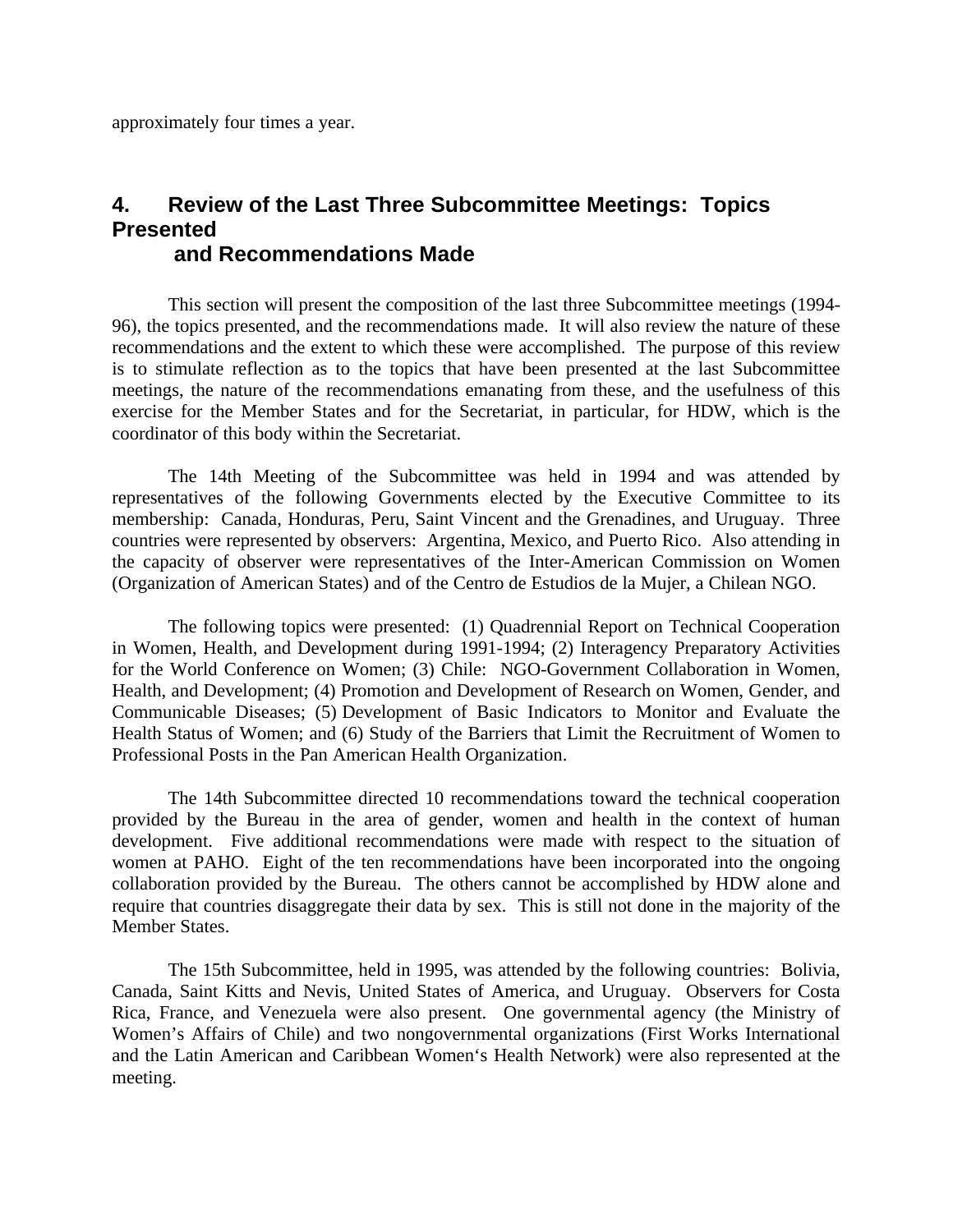approximately four times a year.

## 4. Review of the Last Three Subcommittee Meetings: Topics Presented and Recommendations Made

This section will present the composition of the last three Subcommittee meetings (1994-96), the topics presented, and the recommendations made. It will also review the nature of these recommendations and the extent to which these were accomplished. The purpose of this review is to stimulate reflection as to the topics that have been presented at the last Subcommittee meetings, the nature of the recommendations emanating from these, and the usefulness of this exercise for the Member States and for the Secretariat, in particular, for HDW, which is the coordinator of this body within the Secretariat.

The 14th Meeting of the Subcommittee was held in 1994 and was attended by representatives of the following Governments elected by the Executive Committee to its membership: Canada, Honduras, Peru, Saint Vincent and the Grenadines, and Uruguay. Three countries were represented by observers: Argentina, Mexico, and Puerto Rico. Also attending in the capacity of observer were representatives of the Inter-American Commission on Women (Organization of American States) and of the Centro de Estudios de la Mujer, a Chilean NGO.

The following topics were presented: (1) Quadrennial Report on Technical Cooperation in Women, Health, and Development during 1991-1994; (2) Interagency Preparatory Activities for the World Conference on Women; (3) Chile: NGO-Government Collaboration in Women, Health, and Development; (4) Promotion and Development of Research on Women, Gender, and Communicable Diseases; (5) Development of Basic Indicators to Monitor and Evaluate the Health Status of Women; and (6) Study of the Barriers that Limit the Recruitment of Women to Professional Posts in the Pan American Health Organization.

The 14th Subcommittee directed 10 recommendations toward the technical cooperation provided by the Bureau in the area of gender, women and health in the context of human development. Five additional recommendations were made with respect to the situation of women at PAHO. Eight of the ten recommendations have been incorporated into the ongoing collaboration provided by the Bureau. The others cannot be accomplished by HDW alone and require that countries disaggregate their data by sex. This is still not done in the majority of the Member States.

The 15th Subcommittee, held in 1995, was attended by the following countries: Bolivia, Canada, Saint Kitts and Nevis, United States of America, and Uruguay. Observers for Costa Rica, France, and Venezuela were also present. One governmental agency (the Ministry of Women's Affairs of Chile) and two nongovernmental organizations (First Works International and the Latin American and Caribbean Women's Health Network) were also represented at the meeting.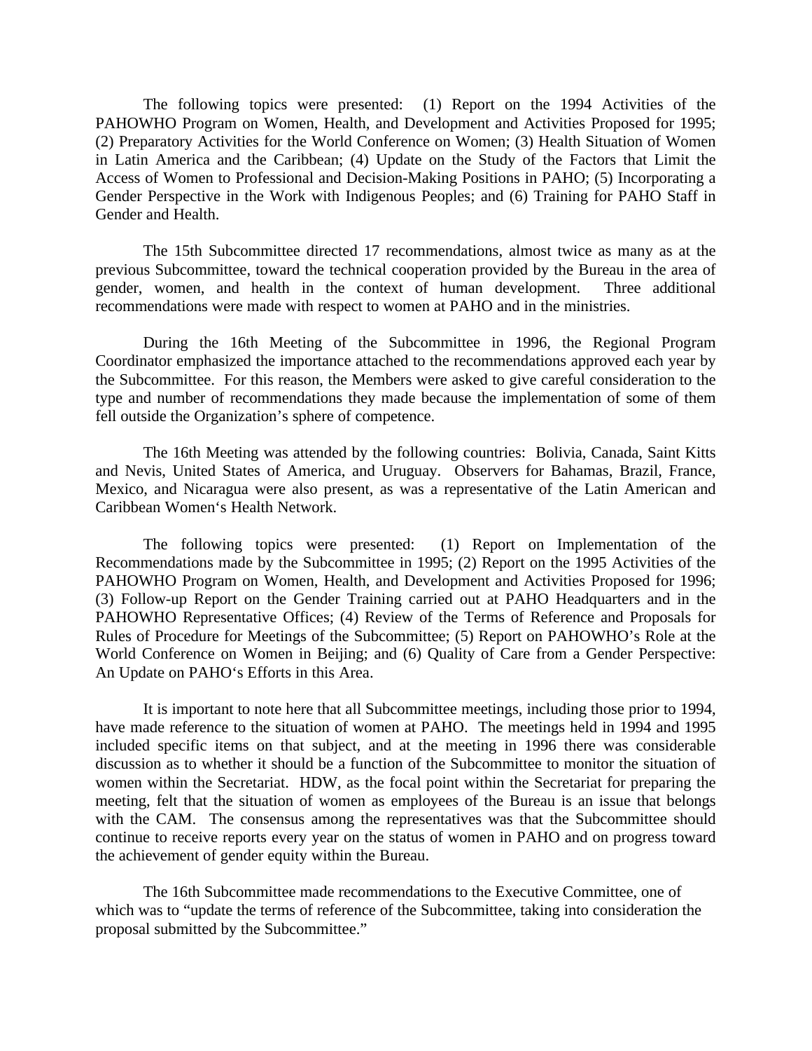The following topics were presented: (1) Report on the 1994 Activities of the PAHOWHO Program on Women, Health, and Development and Activities Proposed for 1995; (2) Preparatory Activities for the World Conference on Women; (3) Health Situation of Women in Latin America and the Caribbean; (4) Update on the Study of the Factors that Limit the Access of Women to Professional and Decision-Making Positions in PAHO; (5) Incorporating a Gender Perspective in the Work with Indigenous Peoples; and (6) Training for PAHO Staff in Gender and Health.

The 15th Subcommittee directed 17 recommendations, almost twice as many as at the previous Subcommittee, toward the technical cooperation provided by the Bureau in the area of gender, women, and health in the context of human development. Three additional recommendations were made with respect to women at PAHO and in the ministries.

During the 16th Meeting of the Subcommittee in 1996, the Regional Program Coordinator emphasized the importance attached to the recommendations approved each year by the Subcommittee. For this reason, the Members were asked to give careful consideration to the type and number of recommendations they made because the implementation of some of them fell outside the Organization's sphere of competence.

The 16th Meeting was attended by the following countries: Bolivia, Canada, Saint Kitts and Nevis, United States of America, and Uruguay. Observers for Bahamas, Brazil, France, Mexico, and Nicaragua were also present, as was a representative of the Latin American and Caribbean Women's Health Network.

The following topics were presented: (1) Report on Implementation of the Recommendations made by the Subcommittee in 1995; (2) Report on the 1995 Activities of the PAHOWHO Program on Women, Health, and Development and Activities Proposed for 1996; (3) Follow-up Report on the Gender Training carried out at PAHO Headquarters and in the PAHOWHO Representative Offices; (4) Review of the Terms of Reference and Proposals for Rules of Procedure for Meetings of the Subcommittee; (5) Report on PAHOWHO's Role at the World Conference on Women in Beijing; and (6) Quality of Care from a Gender Perspective: An Update on PAHO's Efforts in this Area.

It is important to note here that all Subcommittee meetings, including those prior to 1994, have made reference to the situation of women at PAHO. The meetings held in 1994 and 1995 included specific items on that subject, and at the meeting in 1996 there was considerable discussion as to whether it should be a function of the Subcommittee to monitor the situation of women within the Secretariat. HDW, as the focal point within the Secretariat for preparing the meeting, felt that the situation of women as employees of the Bureau is an issue that belongs with the CAM. The consensus among the representatives was that the Subcommittee should continue to receive reports every year on the status of women in PAHO and on progress toward the achievement of gender equity within the Bureau.

The 16th Subcommittee made recommendations to the Executive Committee, one of which was to "update the terms of reference of the Subcommittee, taking into consideration the proposal submitted by the Subcommittee."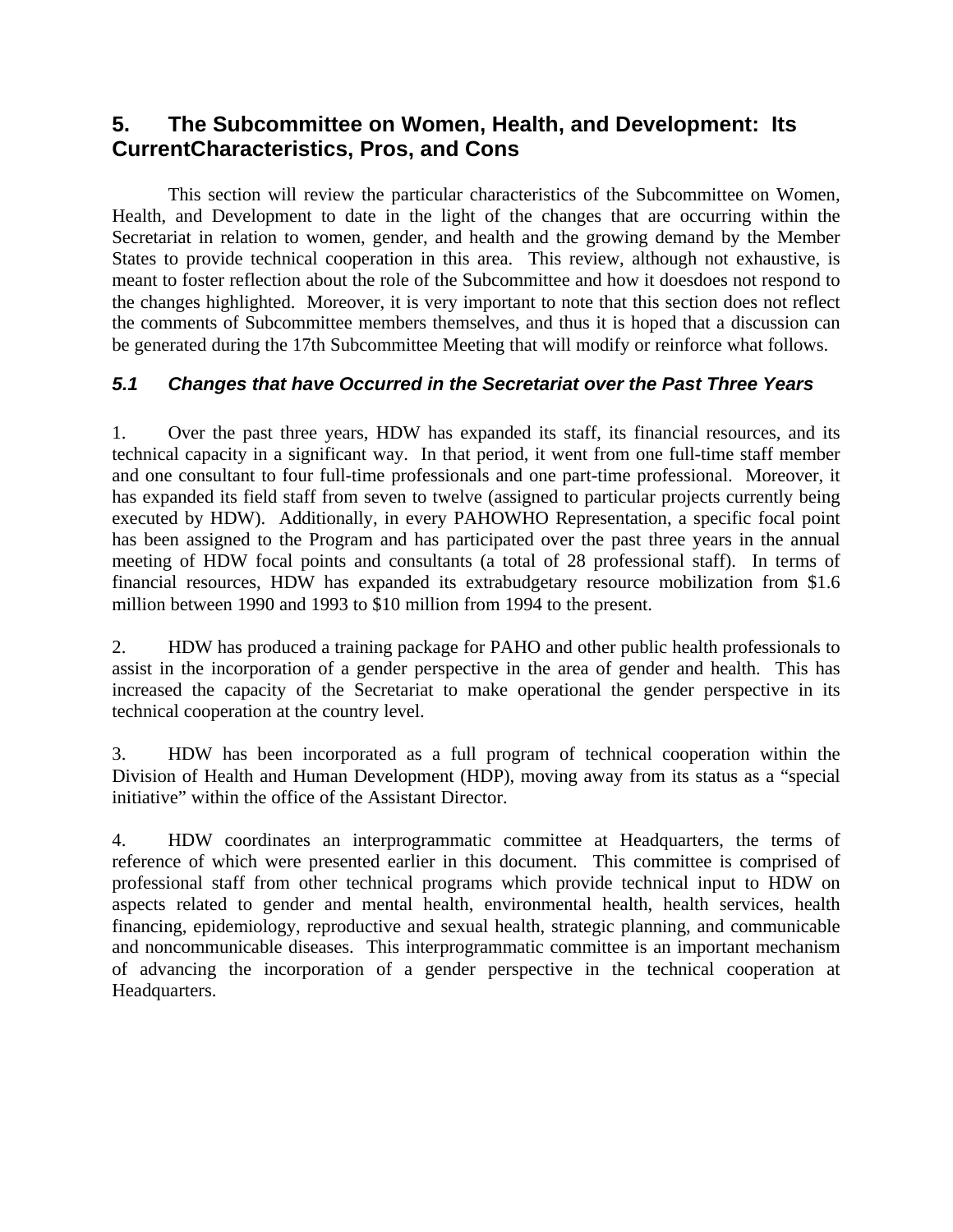## 5. The Subcommittee on Women, Health, and Development: Its CurrentCharacteristics, Pros, and Cons

This section will review the particular characteristics of the Subcommittee on Women, Health, and Development to date in the light of the changes that are occurring within the Secretariat in relation to women, gender, and health and the growing demand by the Member States to provide technical cooperation in this area. This review, although not exhaustive, is meant to foster reflection about the role of the Subcommittee and how it doesdoes not respond to the changes highlighted. Moreover, it is very important to note that this section does not reflect the comments of Subcommittee members themselves, and thus it is hoped that a discussion can be generated during the 17th Subcommittee Meeting that will modify or reinforce what follows.

### *5.1 Changes that have Occurred in the Secretariat over the Past Three Years*

1. Over the past three years, HDW has expanded its staff, its financial resources, and its technical capacity in a significant way. In that period, it went from one full-time staff member and one consultant to four full-time professionals and one part-time professional. Moreover, it has expanded its field staff from seven to twelve (assigned to particular projects currently being executed by HDW). Additionally, in every PAHOWHO Representation, a specific focal point has been assigned to the Program and has participated over the past three years in the annual meeting of HDW focal points and consultants (a total of 28 professional staff). In terms of financial resources, HDW has expanded its extrabudgetary resource mobilization from $1.6 million between 1990 and 1993 to $10 million from 1994 to the present.

2. HDW has produced a training package for PAHO and other public health professionals to assist in the incorporation of a gender perspective in the area of gender and health. This has increased the capacity of the Secretariat to make operational the gender perspective in its technical cooperation at the country level.

3. HDW has been incorporated as a full program of technical cooperation within the Division of Health and Human Development (HDP), moving away from its status as a "special initiative" within the office of the Assistant Director.

4. HDW coordinates an interprogrammatic committee at Headquarters, the terms of reference of which were presented earlier in this document. This committee is comprised of professional staff from other technical programs which provide technical input to HDW on aspects related to gender and mental health, environmental health, health services, health financing, epidemiology, reproductive and sexual health, strategic planning, and communicable and noncommunicable diseases. This interprogrammatic committee is an important mechanism of advancing the incorporation of a gender perspective in the technical cooperation at Headquarters.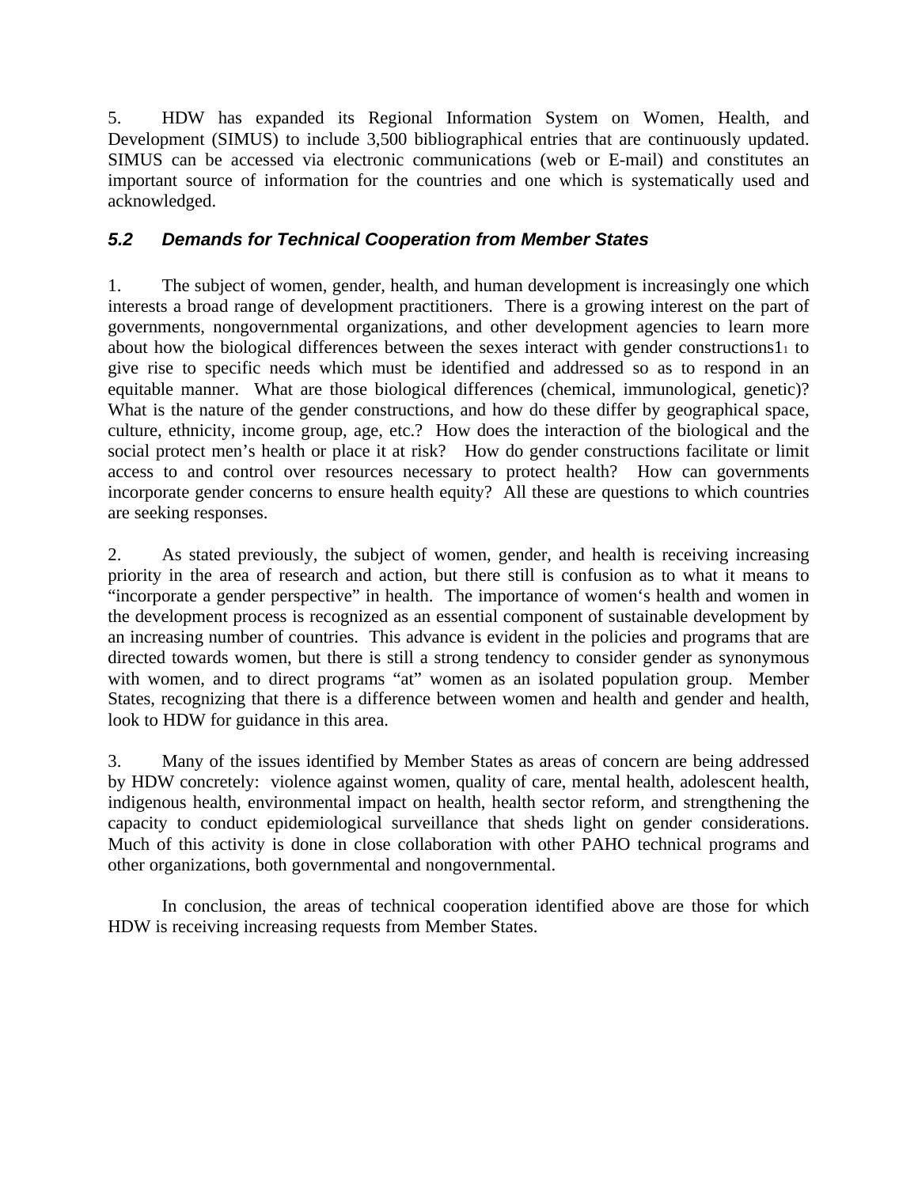5. HDW has expanded its Regional Information System on Women, Health, and Development (SIMUS) to include 3,500 bibliographical entries that are continuously updated. SIMUS can be accessed via electronic communications (web or E-mail) and constitutes an important source of information for the countries and one which is systematically used and acknowledged.

### *5.2 Demands for Technical Cooperation from Member States*

1. The subject of women, gender, health, and human development is increasingly one which interests a broad range of development practitioners. There is a growing interest on the part of governments, nongovernmental organizations, and other development agencies to learn more about how the biological differences between the sexes interact with gender constructions1[1] to give rise to specific needs which must be identified and addressed so as to respond in an equitable manner. What are those biological differences (chemical, immunological, genetic)? What is the nature of the gender constructions, and how do these differ by geographical space, culture, ethnicity, income group, age, etc.? How does the interaction of the biological and the social protect men's health or place it at risk? How do gender constructions facilitate or limit access to and control over resources necessary to protect health? How can governments incorporate gender concerns to ensure health equity? All these are questions to which countries are seeking responses.

2. As stated previously, the subject of women, gender, and health is receiving increasing priority in the area of research and action, but there still is confusion as to what it means to "incorporate a gender perspective" in health. The importance of women's health and women in the development process is recognized as an essential component of sustainable development by an increasing number of countries. This advance is evident in the policies and programs that are directed towards women, but there is still a strong tendency to consider gender as synonymous with women, and to direct programs "at" women as an isolated population group. Member States, recognizing that there is a difference between women and health and gender and health, look to HDW for guidance in this area.

3. Many of the issues identified by Member States as areas of concern are being addressed by HDW concretely: violence against women, quality of care, mental health, adolescent health, indigenous health, environmental impact on health, health sector reform, and strengthening the capacity to conduct epidemiological surveillance that sheds light on gender considerations. Much of this activity is done in close collaboration with other PAHO technical programs and other organizations, both governmental and nongovernmental.

In conclusion, the areas of technical cooperation identified above are those for which HDW is receiving increasing requests from Member States.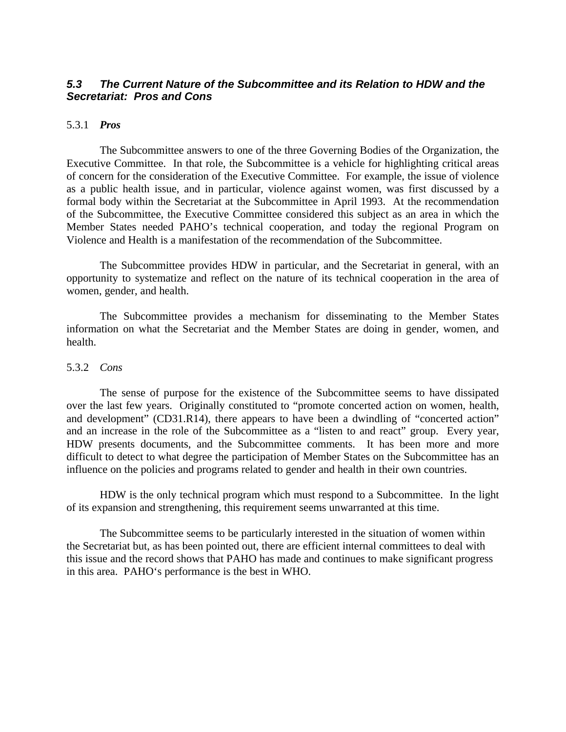### *5.3 The Current Nature of the Subcommittee and its Relation to HDW and the Secretariat: Pros and Cons*

5.3.1 ***Pros***

The Subcommittee answers to one of the three Governing Bodies of the Organization, the Executive Committee. In that role, the Subcommittee is a vehicle for highlighting critical areas of concern for the consideration of the Executive Committee. For example, the issue of violence as a public health issue, and in particular, violence against women, was first discussed by a formal body within the Secretariat at the Subcommittee in April 1993. At the recommendation of the Subcommittee, the Executive Committee considered this subject as an area in which the Member States needed PAHO's technical cooperation, and today the regional Program on Violence and Health is a manifestation of the recommendation of the Subcommittee.

The Subcommittee provides HDW in particular, and the Secretariat in general, with an opportunity to systematize and reflect on the nature of its technical cooperation in the area of women, gender, and health.

The Subcommittee provides a mechanism for disseminating to the Member States information on what the Secretariat and the Member States are doing in gender, women, and health.

5.3.2 *Cons*

The sense of purpose for the existence of the Subcommittee seems to have dissipated over the last few years. Originally constituted to "promote concerted action on women, health, and development" (CD31.R14), there appears to have been a dwindling of "concerted action" and an increase in the role of the Subcommittee as a "listen to and react" group. Every year, HDW presents documents, and the Subcommittee comments. It has been more and more difficult to detect to what degree the participation of Member States on the Subcommittee has an influence on the policies and programs related to gender and health in their own countries.

HDW is the only technical program which must respond to a Subcommittee. In the light of its expansion and strengthening, this requirement seems unwarranted at this time.

The Subcommittee seems to be particularly interested in the situation of women within the Secretariat but, as has been pointed out, there are efficient internal committees to deal with this issue and the record shows that PAHO has made and continues to make significant progress in this area. PAHO's performance is the best in WHO.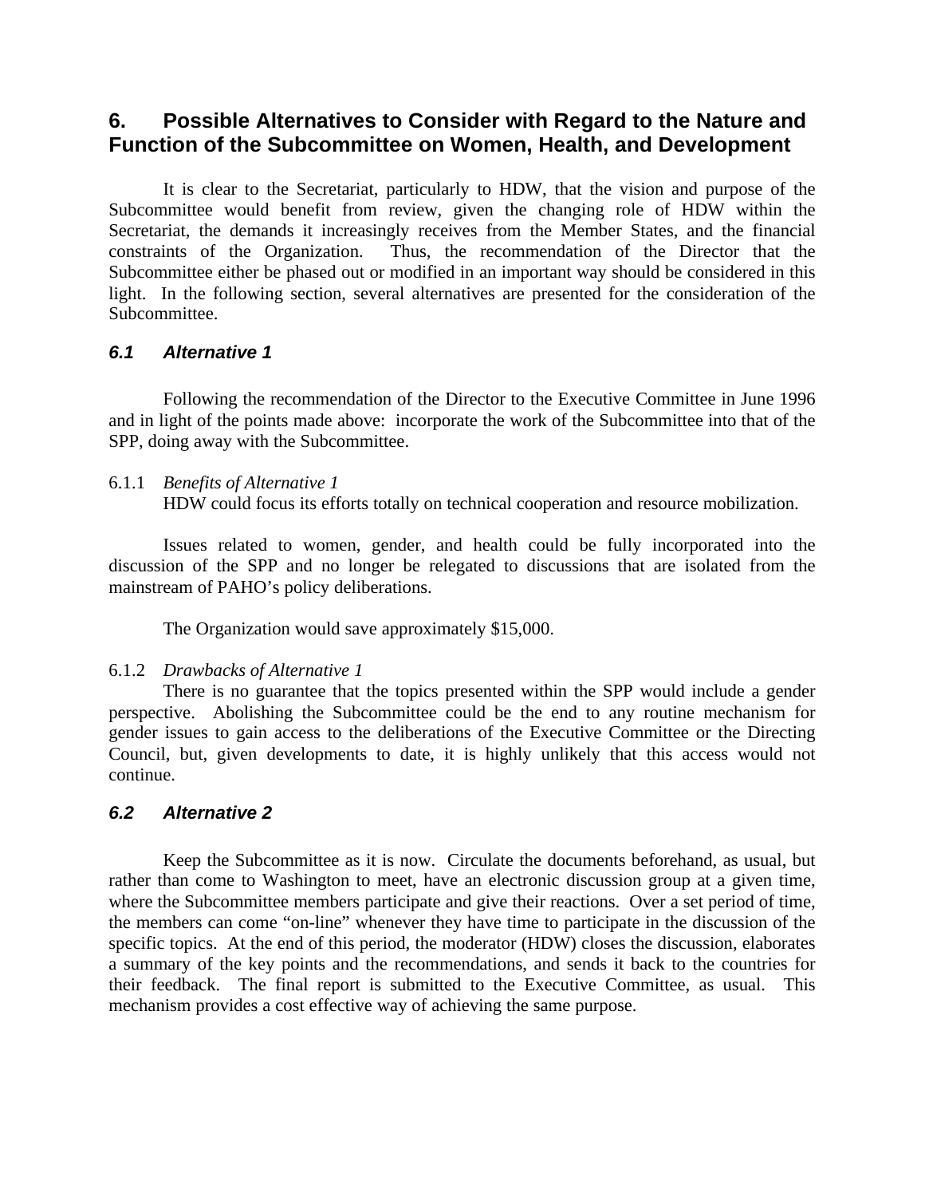## 6. Possible Alternatives to Consider with Regard to the Nature and Function of the Subcommittee on Women, Health, and Development

It is clear to the Secretariat, particularly to HDW, that the vision and purpose of the Subcommittee would benefit from review, given the changing role of HDW within the Secretariat, the demands it increasingly receives from the Member States, and the financial constraints of the Organization. Thus, the recommendation of the Director that the Subcommittee either be phased out or modified in an important way should be considered in this light. In the following section, several alternatives are presented for the consideration of the Subcommittee.

### *6.1 Alternative 1*

Following the recommendation of the Director to the Executive Committee in June 1996 and in light of the points made above: incorporate the work of the Subcommittee into that of the SPP, doing away with the Subcommittee.

6.1.1 *Benefits of Alternative 1*

HDW could focus its efforts totally on technical cooperation and resource mobilization.

Issues related to women, gender, and health could be fully incorporated into the discussion of the SPP and no longer be relegated to discussions that are isolated from the mainstream of PAHO's policy deliberations.

The Organization would save approximately $15,000.

6.1.2 *Drawbacks of Alternative 1*

There is no guarantee that the topics presented within the SPP would include a gender perspective. Abolishing the Subcommittee could be the end to any routine mechanism for gender issues to gain access to the deliberations of the Executive Committee or the Directing Council, but, given developments to date, it is highly unlikely that this access would not continue.

### *6.2 Alternative 2*

Keep the Subcommittee as it is now. Circulate the documents beforehand, as usual, but rather than come to Washington to meet, have an electronic discussion group at a given time, where the Subcommittee members participate and give their reactions. Over a set period of time, the members can come "on-line" whenever they have time to participate in the discussion of the specific topics. At the end of this period, the moderator (HDW) closes the discussion, elaborates a summary of the key points and the recommendations, and sends it back to the countries for their feedback. The final report is submitted to the Executive Committee, as usual. This mechanism provides a cost effective way of achieving the same purpose.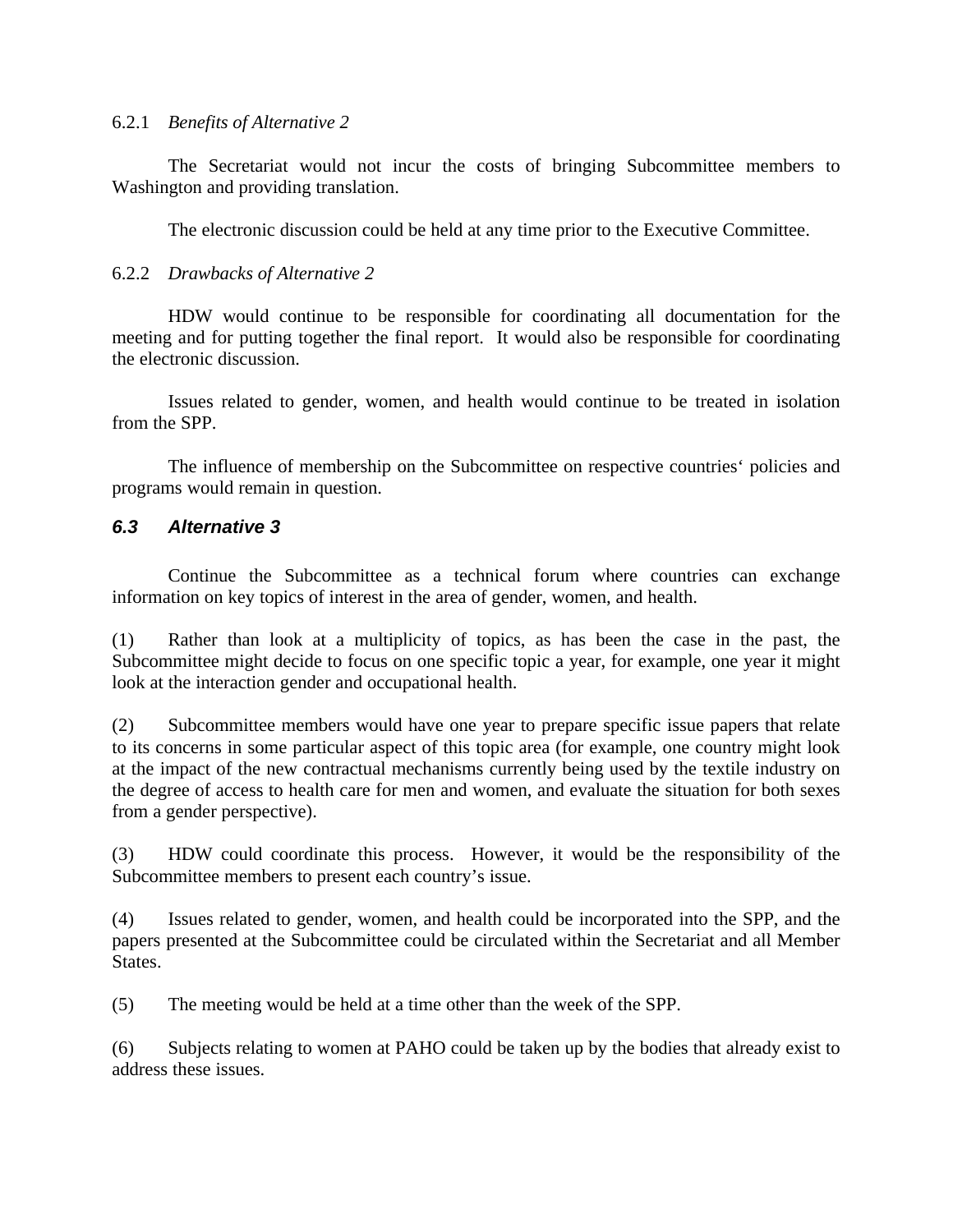#### 6.2.1 *Benefits of Alternative 2*

The Secretariat would not incur the costs of bringing Subcommittee members to Washington and providing translation.

The electronic discussion could be held at any time prior to the Executive Committee.

#### 6.2.2 *Drawbacks of Alternative 2*

HDW would continue to be responsible for coordinating all documentation for the meeting and for putting together the final report. It would also be responsible for coordinating the electronic discussion.

Issues related to gender, women, and health would continue to be treated in isolation from the SPP.

The influence of membership on the Subcommittee on respective countries‘ policies and programs would remain in question.

### *6.3 Alternative 3*

Continue the Subcommittee as a technical forum where countries can exchange information on key topics of interest in the area of gender, women, and health.

(1) Rather than look at a multiplicity of topics, as has been the case in the past, the Subcommittee might decide to focus on one specific topic a year, for example, one year it might look at the interaction gender and occupational health.

(2) Subcommittee members would have one year to prepare specific issue papers that relate to its concerns in some particular aspect of this topic area (for example, one country might look at the impact of the new contractual mechanisms currently being used by the textile industry on the degree of access to health care for men and women, and evaluate the situation for both sexes from a gender perspective).

(3) HDW could coordinate this process. However, it would be the responsibility of the Subcommittee members to present each country’s issue.

(4) Issues related to gender, women, and health could be incorporated into the SPP, and the papers presented at the Subcommittee could be circulated within the Secretariat and all Member States.

(5) The meeting would be held at a time other than the week of the SPP.

(6) Subjects relating to women at PAHO could be taken up by the bodies that already exist to address these issues.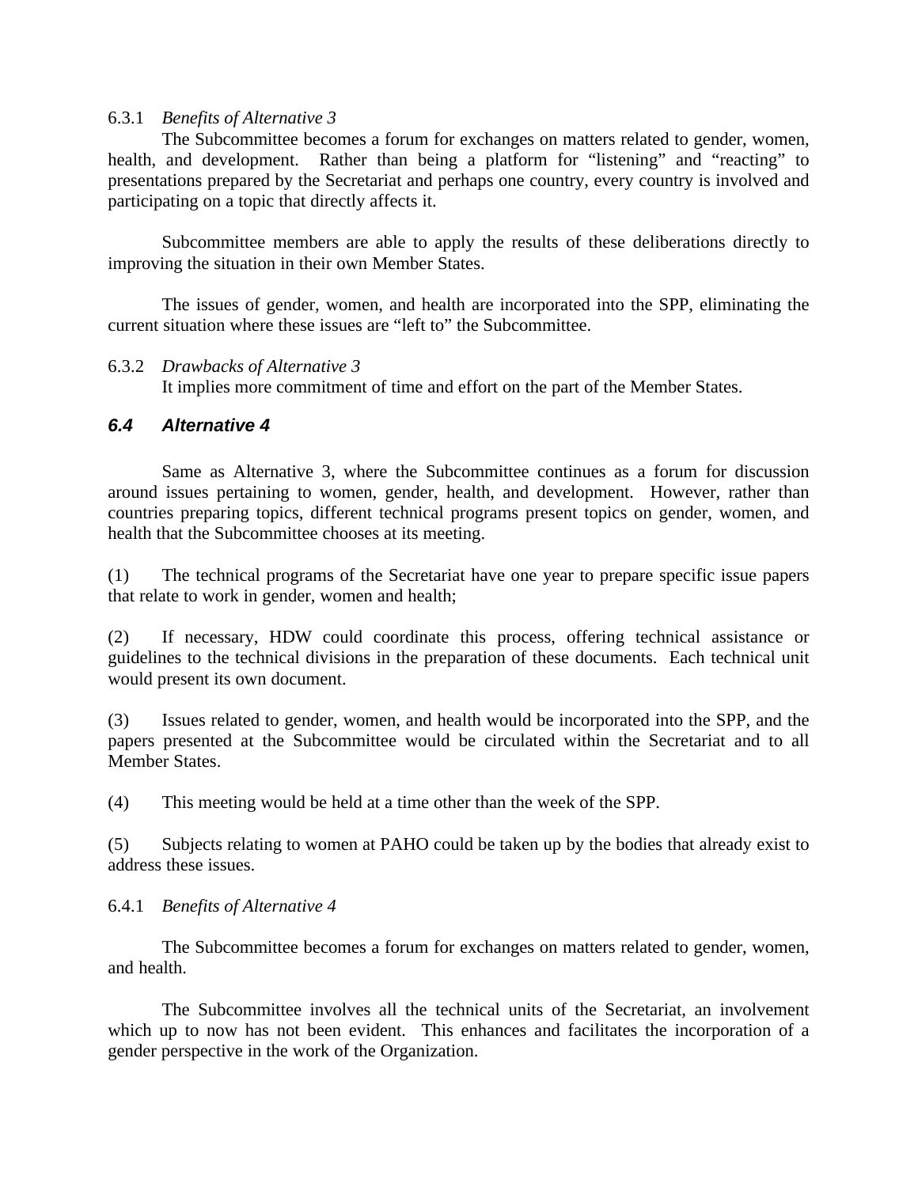#### 6.3.1 *Benefits of Alternative 3*

The Subcommittee becomes a forum for exchanges on matters related to gender, women, health, and development. Rather than being a platform for "listening" and "reacting" to presentations prepared by the Secretariat and perhaps one country, every country is involved and participating on a topic that directly affects it.

Subcommittee members are able to apply the results of these deliberations directly to improving the situation in their own Member States.

The issues of gender, women, and health are incorporated into the SPP, eliminating the current situation where these issues are "left to" the Subcommittee.

#### 6.3.2 *Drawbacks of Alternative 3*

It implies more commitment of time and effort on the part of the Member States.

### *6.4 Alternative 4*

Same as Alternative 3, where the Subcommittee continues as a forum for discussion around issues pertaining to women, gender, health, and development. However, rather than countries preparing topics, different technical programs present topics on gender, women, and health that the Subcommittee chooses at its meeting.

(1) The technical programs of the Secretariat have one year to prepare specific issue papers that relate to work in gender, women and health;

(2) If necessary, HDW could coordinate this process, offering technical assistance or guidelines to the technical divisions in the preparation of these documents. Each technical unit would present its own document.

(3) Issues related to gender, women, and health would be incorporated into the SPP, and the papers presented at the Subcommittee would be circulated within the Secretariat and to all Member States.

(4) This meeting would be held at a time other than the week of the SPP.

(5) Subjects relating to women at PAHO could be taken up by the bodies that already exist to address these issues.

#### 6.4.1 *Benefits of Alternative 4*

The Subcommittee becomes a forum for exchanges on matters related to gender, women, and health.

The Subcommittee involves all the technical units of the Secretariat, an involvement which up to now has not been evident. This enhances and facilitates the incorporation of a gender perspective in the work of the Organization.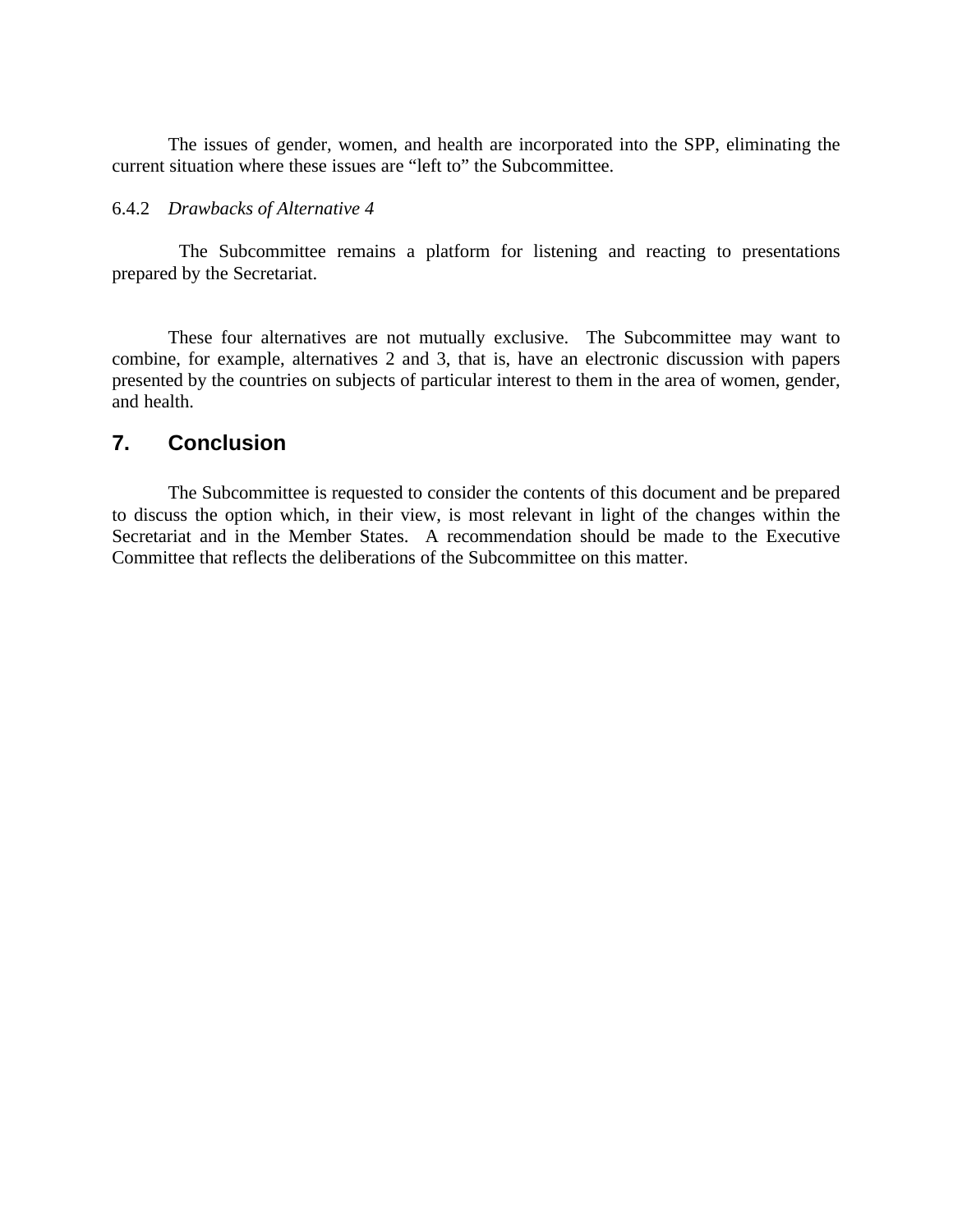The issues of gender, women, and health are incorporated into the SPP, eliminating the current situation where these issues are "left to" the Subcommittee.

#### 6.4.2 *Drawbacks of Alternative 4*

The Subcommittee remains a platform for listening and reacting to presentations prepared by the Secretariat.

These four alternatives are not mutually exclusive. The Subcommittee may want to combine, for example, alternatives 2 and 3, that is, have an electronic discussion with papers presented by the countries on subjects of particular interest to them in the area of women, gender, and health.

## 7. Conclusion

The Subcommittee is requested to consider the contents of this document and be prepared to discuss the option which, in their view, is most relevant in light of the changes within the Secretariat and in the Member States. A recommendation should be made to the Executive Committee that reflects the deliberations of the Subcommittee on this matter.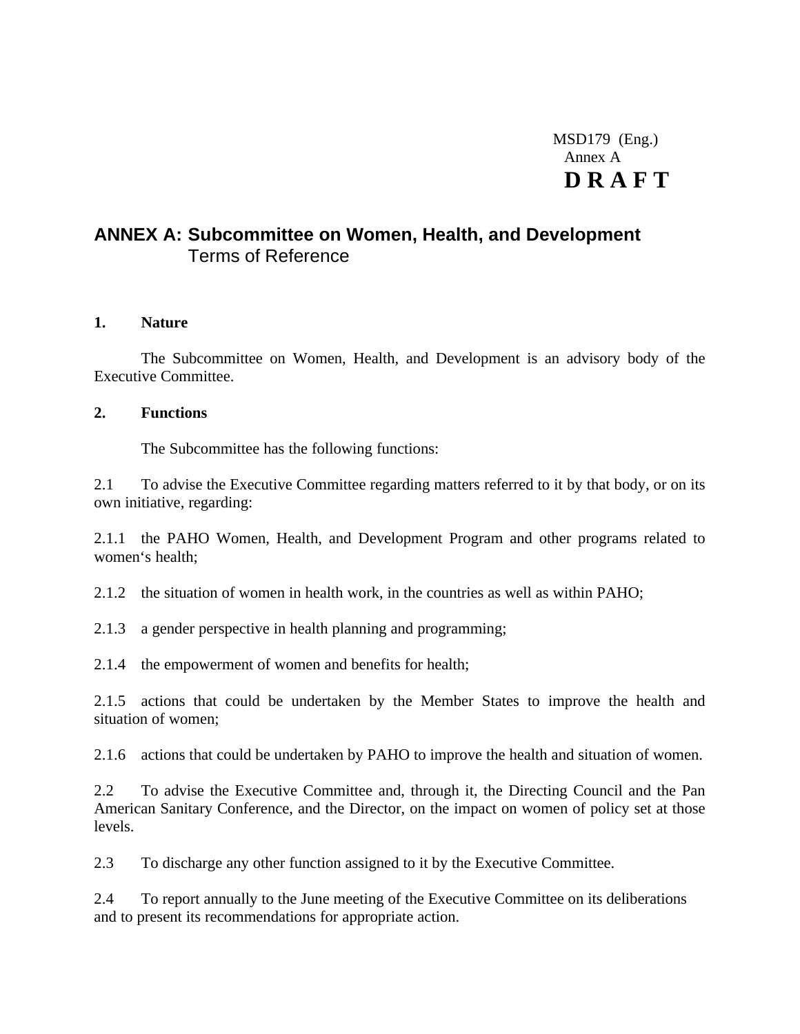MSD179 (Eng.)
Annex A
**D R A F T**

## ANNEX A: Subcommittee on Women, Health, and Development
Terms of Reference

**1. Nature**

The Subcommittee on Women, Health, and Development is an advisory body of the Executive Committee.

**2. Functions**

The Subcommittee has the following functions:

2.1 To advise the Executive Committee regarding matters referred to it by that body, or on its own initiative, regarding:

2.1.1 the PAHO Women, Health, and Development Program and other programs related to women's health;

2.1.2 the situation of women in health work, in the countries as well as within PAHO;

2.1.3 a gender perspective in health planning and programming;

2.1.4 the empowerment of women and benefits for health;

2.1.5 actions that could be undertaken by the Member States to improve the health and situation of women;

2.1.6 actions that could be undertaken by PAHO to improve the health and situation of women.

2.2 To advise the Executive Committee and, through it, the Directing Council and the Pan American Sanitary Conference, and the Director, on the impact on women of policy set at those levels.

2.3 To discharge any other function assigned to it by the Executive Committee.

2.4 To report annually to the June meeting of the Executive Committee on its deliberations and to present its recommendations for appropriate action.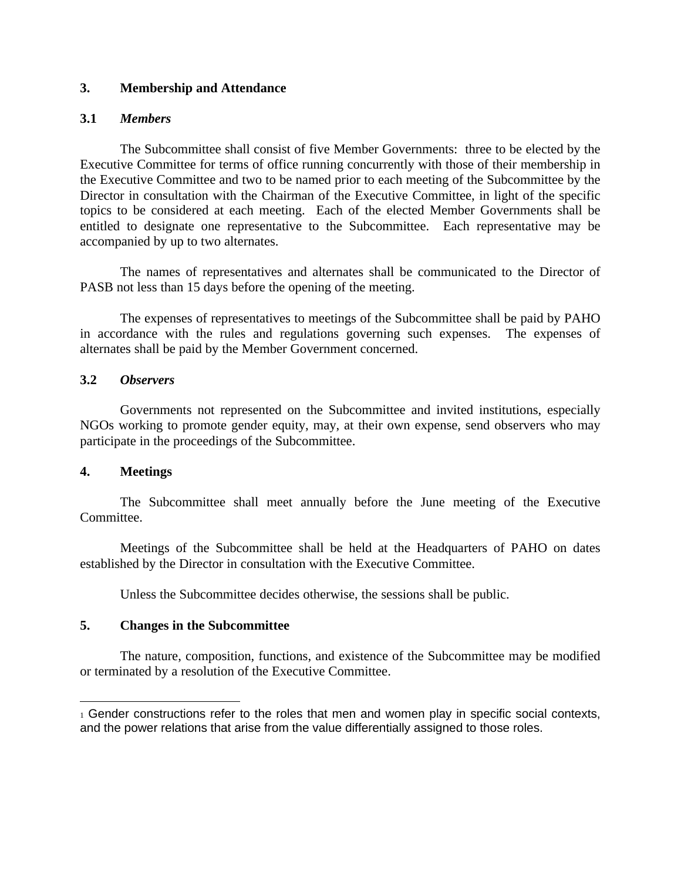## 3. Membership and Attendance

### 3.1 *Members*

The Subcommittee shall consist of five Member Governments: three to be elected by the Executive Committee for terms of office running concurrently with those of their membership in the Executive Committee and two to be named prior to each meeting of the Subcommittee by the Director in consultation with the Chairman of the Executive Committee, in light of the specific topics to be considered at each meeting. Each of the elected Member Governments shall be entitled to designate one representative to the Subcommittee. Each representative may be accompanied by up to two alternates.

The names of representatives and alternates shall be communicated to the Director of PASB not less than 15 days before the opening of the meeting.

The expenses of representatives to meetings of the Subcommittee shall be paid by PAHO in accordance with the rules and regulations governing such expenses. The expenses of alternates shall be paid by the Member Government concerned.

### 3.2 *Observers*

Governments not represented on the Subcommittee and invited institutions, especially NGOs working to promote gender equity, may, at their own expense, send observers who may participate in the proceedings of the Subcommittee.

## 4. Meetings

The Subcommittee shall meet annually before the June meeting of the Executive Committee.

Meetings of the Subcommittee shall be held at the Headquarters of PAHO on dates established by the Director in consultation with the Executive Committee.

Unless the Subcommittee decides otherwise, the sessions shall be public.

## 5. Changes in the Subcommittee

The nature, composition, functions, and existence of the Subcommittee may be modified or terminated by a resolution of the Executive Committee.

---

[1] Gender constructions refer to the roles that men and women play in specific social contexts, and the power relations that arise from the value differentially assigned to those roles.